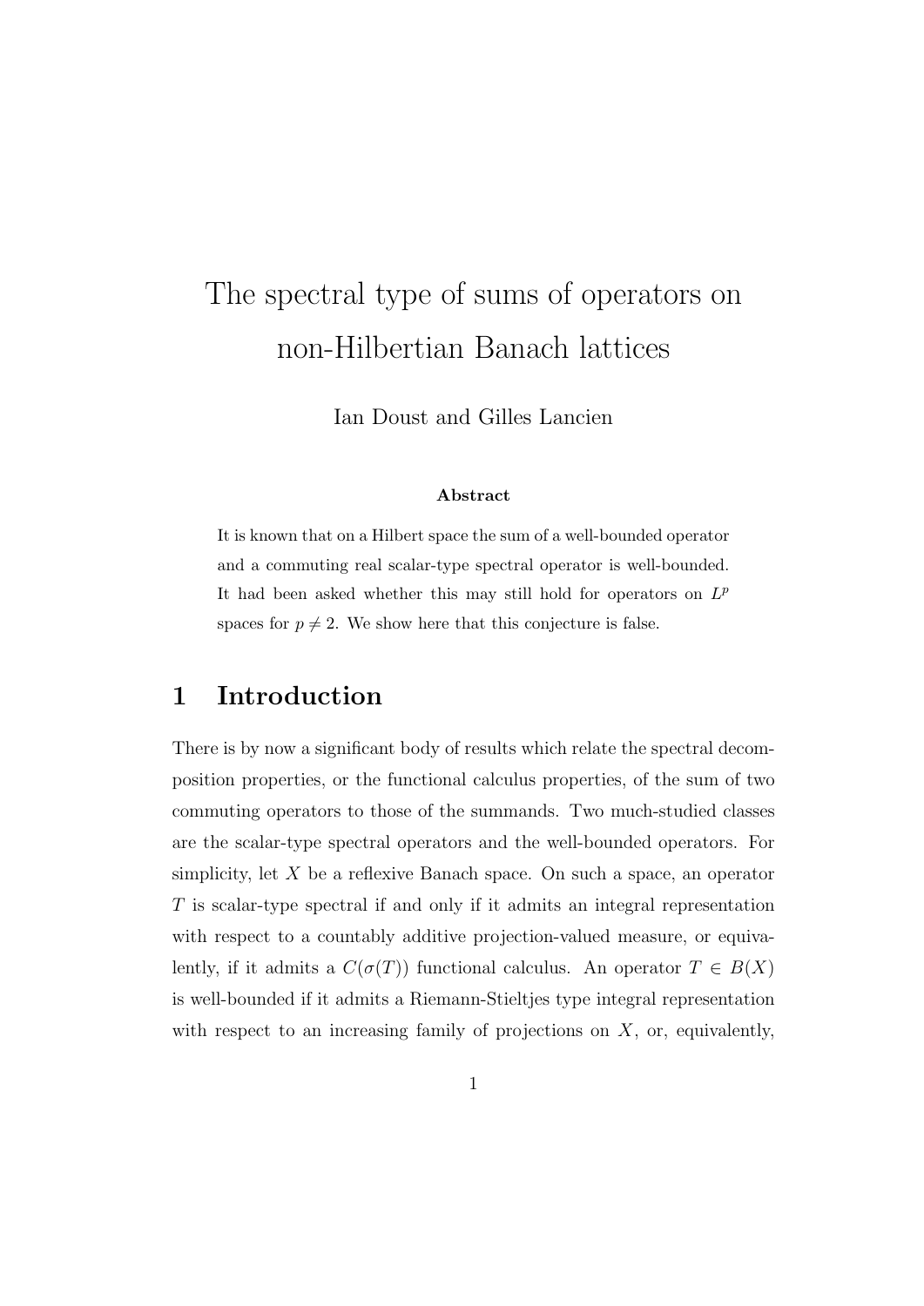# The spectral type of sums of operators on non-Hilbertian Banach lattices

Ian Doust and Gilles Lancien

**Abstract**

It is known that on a Hilbert space the sum of a well-bounded operator and a commuting real scalar-type spectral operator is well-bounded. It had been asked whether this may still hold for operators on $L^p$ spaces for $p \neq 2$. We show here that this conjecture is false.

## 1 Introduction

There is by now a significant body of results which relate the spectral decomposition properties, or the functional calculus properties, of the sum of two commuting operators to those of the summands. Two much-studied classes are the scalar-type spectral operators and the well-bounded operators. For simplicity, let $X$ be a reflexive Banach space. On such a space, an operator $T$ is scalar-type spectral if and only if it admits an integral representation with respect to a countably additive projection-valued measure, or equivalently, if it admits a $C(\sigma(T))$ functional calculus. An operator $T \in B(X)$ is well-bounded if it admits a Riemann-Stieltjes type integral representation with respect to an increasing family of projections on $X$, or, equivalently,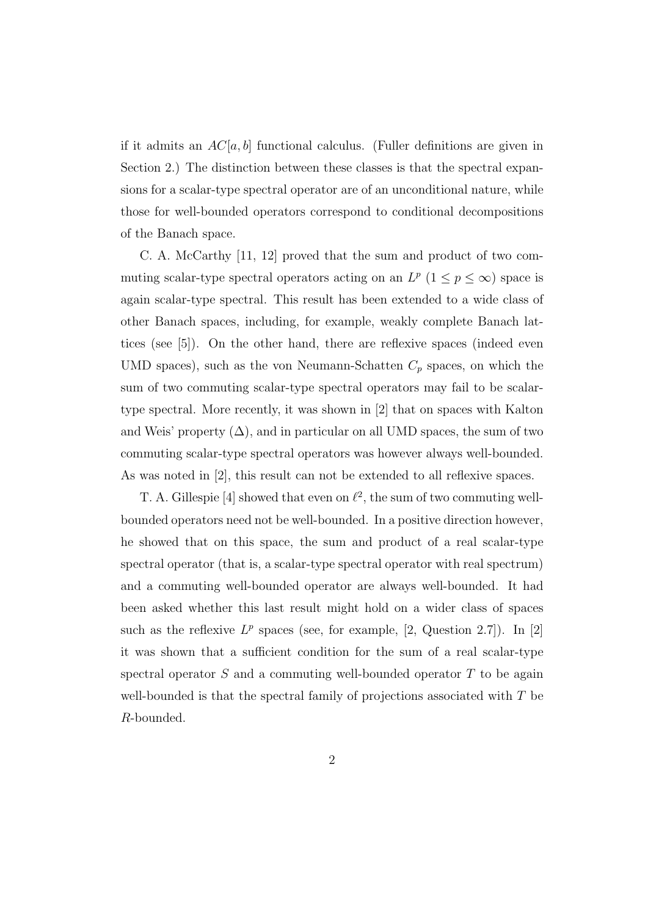if it admits an $AC[a, b]$ functional calculus. (Fuller definitions are given in Section 2.) The distinction between these classes is that the spectral expansions for a scalar-type spectral operator are of an unconditional nature, while those for well-bounded operators correspond to conditional decompositions of the Banach space.

C. A. McCarthy [11, 12] proved that the sum and product of two commuting scalar-type spectral operators acting on an $L^p$ $(1 \le p \le \infty)$ space is again scalar-type spectral. This result has been extended to a wide class of other Banach spaces, including, for example, weakly complete Banach lattices (see [5]). On the other hand, there are reflexive spaces (indeed even UMD spaces), such as the von Neumann-Schatten $C_p$ spaces, on which the sum of two commuting scalar-type spectral operators may fail to be scalar-type spectral. More recently, it was shown in [2] that on spaces with Kalton and Weis' property $(\Delta)$, and in particular on all UMD spaces, the sum of two commuting scalar-type spectral operators was however always well-bounded. As was noted in [2], this result can not be extended to all reflexive spaces.

T. A. Gillespie [4] showed that even on $\ell^2$, the sum of two commuting well-bounded operators need not be well-bounded. In a positive direction however, he showed that on this space, the sum and product of a real scalar-type spectral operator (that is, a scalar-type spectral operator with real spectrum) and a commuting well-bounded operator are always well-bounded. It had been asked whether this last result might hold on a wider class of spaces such as the reflexive $L^p$ spaces (see, for example, [2, Question 2.7]). In [2] it was shown that a sufficient condition for the sum of a real scalar-type spectral operator $S$ and a commuting well-bounded operator $T$ to be again well-bounded is that the spectral family of projections associated with $T$ be $R$-bounded.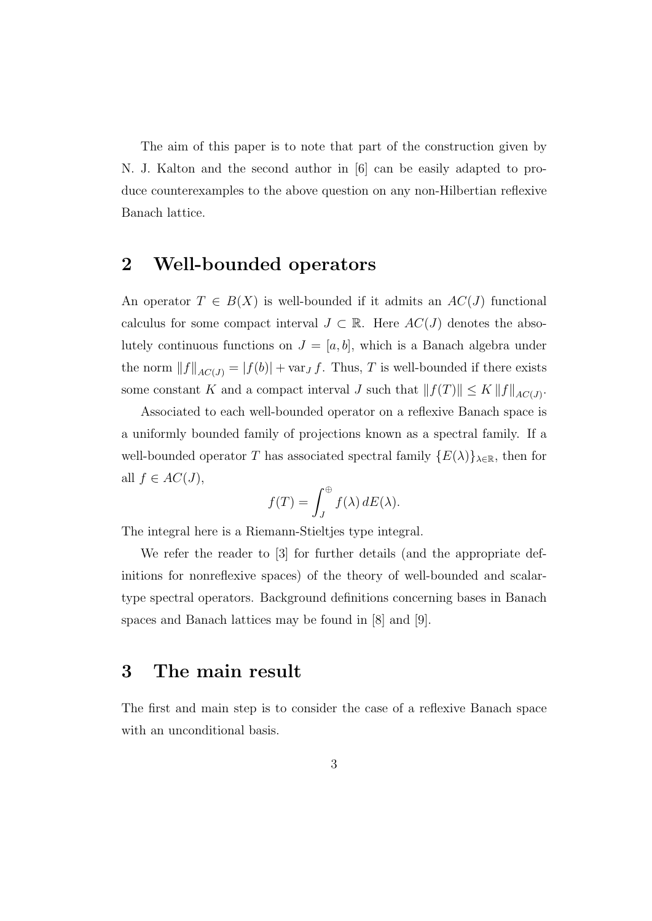The aim of this paper is to note that part of the construction given by N. J. Kalton and the second author in [6] can be easily adapted to produce counterexamples to the above question on any non-Hilbertian reflexive Banach lattice.

## 2 Well-bounded operators

An operator $T \in B(X)$ is well-bounded if it admits an $AC(J)$ functional calculus for some compact interval $J \subset \mathbb{R}$. Here $AC(J)$ denotes the absolutely continuous functions on $J = [a, b]$, which is a Banach algebra under the norm $\|f\|_{AC(J)} = |f(b)| + \mathrm{var}_J f$. Thus, $T$ is well-bounded if there exists some constant $K$ and a compact interval $J$ such that $\|f(T)\| \leq K \|f\|_{AC(J)}$.

Associated to each well-bounded operator on a reflexive Banach space is a uniformly bounded family of projections known as a spectral family. If a well-bounded operator $T$ has associated spectral family $\{E(\lambda)\}_{\lambda \in \mathbb{R}}$, then for all $f \in AC(J)$,

$$f(T) = \int_J^{\oplus} f(\lambda)\, dE(\lambda).$$

The integral here is a Riemann-Stieltjes type integral.

We refer the reader to [3] for further details (and the appropriate definitions for nonreflexive spaces) of the theory of well-bounded and scalar-type spectral operators. Background definitions concerning bases in Banach spaces and Banach lattices may be found in [8] and [9].

## 3 The main result

The first and main step is to consider the case of a reflexive Banach space with an unconditional basis.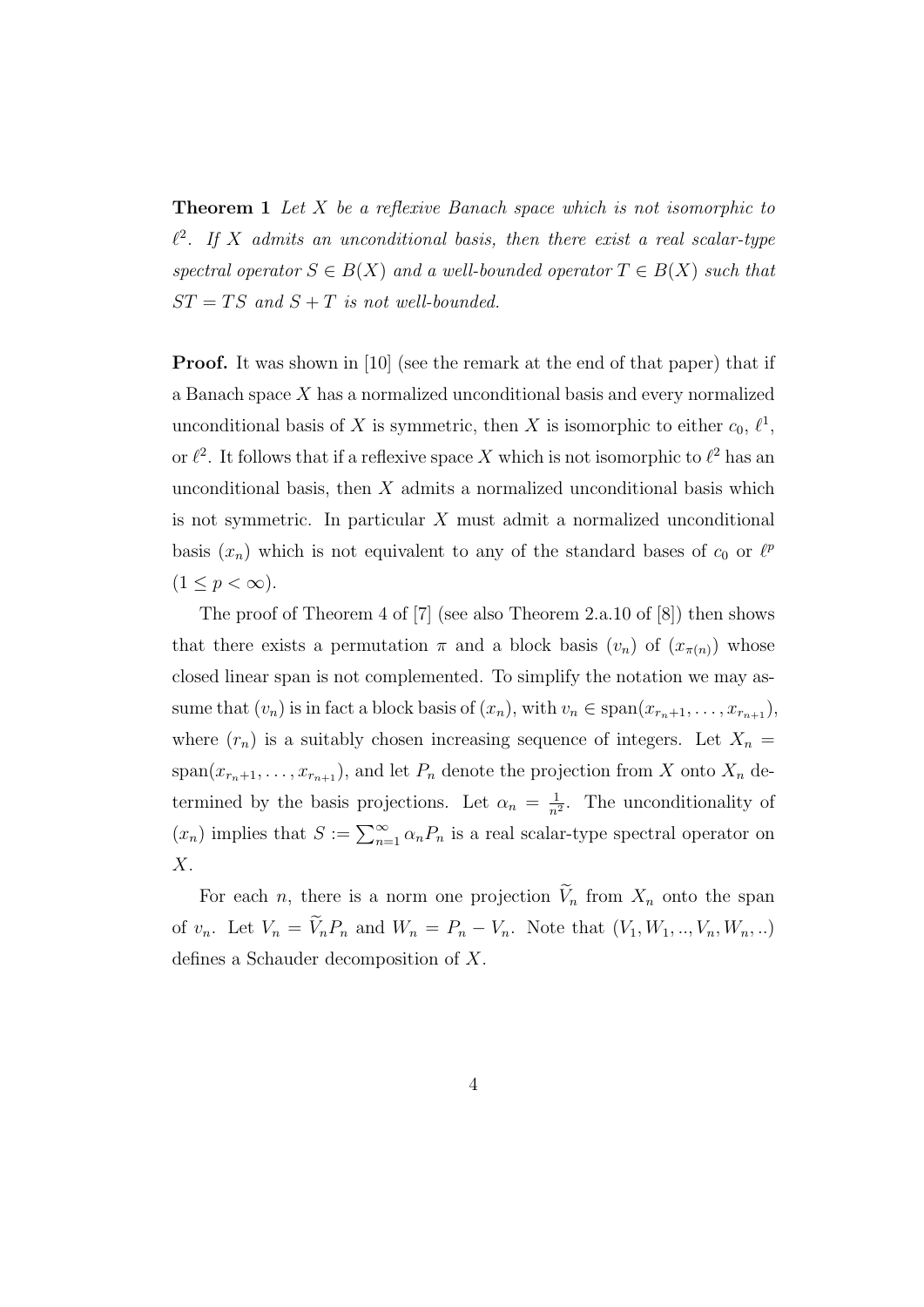**Theorem 1** *Let $X$ be a reflexive Banach space which is not isomorphic to $\ell^2$. If $X$ admits an unconditional basis, then there exist a real scalar-type spectral operator $S \in B(X)$ and a well-bounded operator $T \in B(X)$ such that $ST = TS$ and $S + T$ is not well-bounded.*

**Proof.** It was shown in [10] (see the remark at the end of that paper) that if a Banach space $X$ has a normalized unconditional basis and every normalized unconditional basis of $X$ is symmetric, then $X$ is isomorphic to either $c_0$, $\ell^1$, or $\ell^2$. It follows that if a reflexive space $X$ which is not isomorphic to $\ell^2$ has an unconditional basis, then $X$ admits a normalized unconditional basis which is not symmetric. In particular $X$ must admit a normalized unconditional basis $(x_n)$ which is not equivalent to any of the standard bases of $c_0$ or $\ell^p$ $(1 \leq p < \infty)$.

The proof of Theorem 4 of [7] (see also Theorem 2.a.10 of [8]) then shows that there exists a permutation $\pi$ and a block basis $(v_n)$ of $(x_{\pi(n)})$ whose closed linear span is not complemented. To simplify the notation we may assume that $(v_n)$ is in fact a block basis of $(x_n)$, with $v_n \in \text{span}(x_{r_n+1}, \ldots, x_{r_{n+1}})$, where $(r_n)$ is a suitably chosen increasing sequence of integers. Let $X_n = \text{span}(x_{r_n+1}, \ldots, x_{r_{n+1}})$, and let $P_n$ denote the projection from $X$ onto $X_n$ determined by the basis projections. Let $\alpha_n = \frac{1}{n^2}$. The unconditionality of $(x_n)$ implies that $S := \sum_{n=1}^{\infty} \alpha_n P_n$ is a real scalar-type spectral operator on $X$.

For each $n$, there is a norm one projection $\widetilde{V}_n$ from $X_n$ onto the span of $v_n$. Let $V_n = \widetilde{V}_n P_n$ and $W_n = P_n - V_n$. Note that $(V_1, W_1, .., V_n, W_n, ..)$ defines a Schauder decomposition of $X$.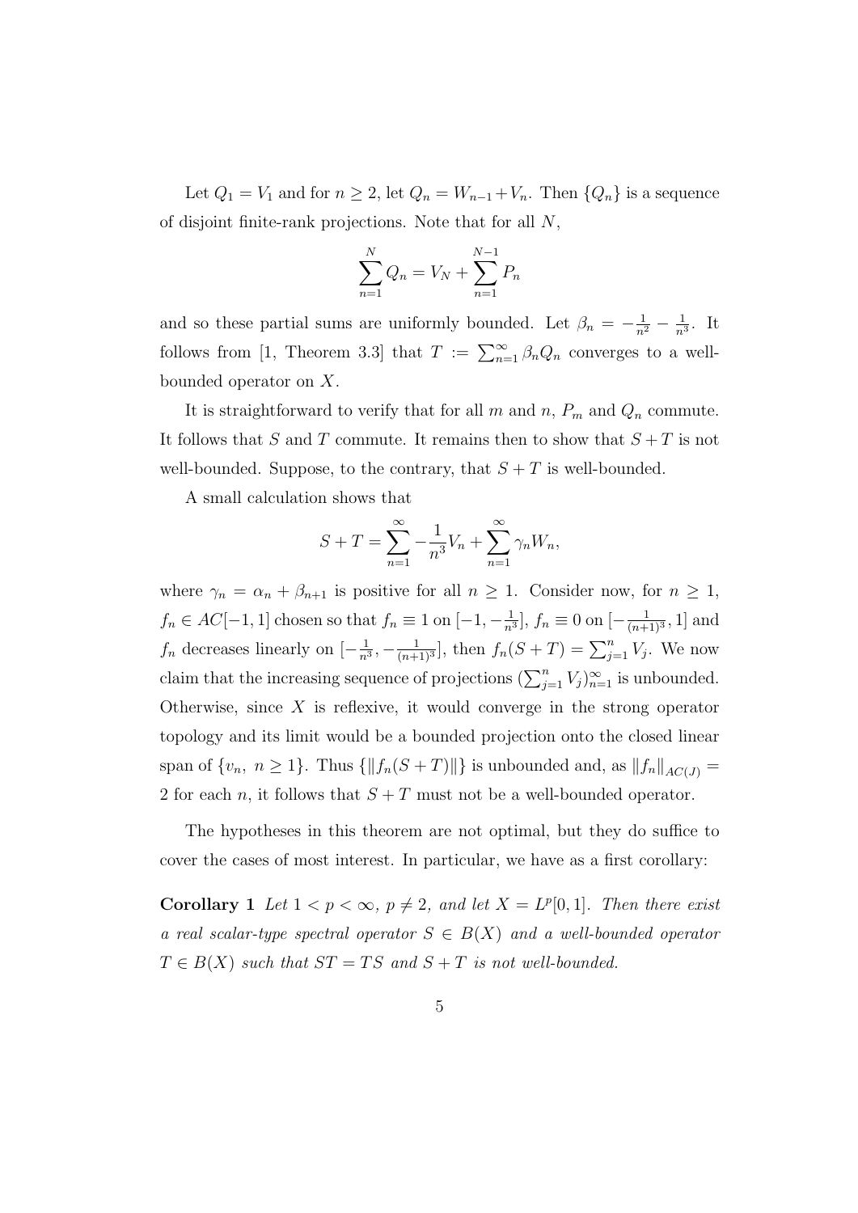Let $Q_1 = V_1$ and for $n \geq 2$, let $Q_n = W_{n-1} + V_n$. Then $\{Q_n\}$ is a sequence of disjoint finite-rank projections. Note that for all $N$,

$$\sum_{n=1}^{N} Q_n = V_N + \sum_{n=1}^{N-1} P_n$$

and so these partial sums are uniformly bounded. Let $\beta_n = -\frac{1}{n^2} - \frac{1}{n^3}$. It follows from [1, Theorem 3.3] that $T := \sum_{n=1}^{\infty} \beta_n Q_n$ converges to a well-bounded operator on $X$.

It is straightforward to verify that for all $m$ and $n$, $P_m$ and $Q_n$ commute. It follows that $S$ and $T$ commute. It remains then to show that $S+T$ is not well-bounded. Suppose, to the contrary, that $S+T$ is well-bounded.

A small calculation shows that

$$S + T = \sum_{n=1}^{\infty} -\frac{1}{n^3} V_n + \sum_{n=1}^{\infty} \gamma_n W_n,$$

where $\gamma_n = \alpha_n + \beta_{n+1}$ is positive for all $n \geq 1$. Consider now, for $n \geq 1$, $f_n \in AC[-1,1]$ chosen so that $f_n \equiv 1$ on $[-1, -\frac{1}{n^3}]$, $f_n \equiv 0$ on $[-\frac{1}{(n+1)^3}, 1]$ and $f_n$ decreases linearly on $[-\frac{1}{n^3}, -\frac{1}{(n+1)^3}]$, then $f_n(S+T) = \sum_{j=1}^{n} V_j$. We now claim that the increasing sequence of projections $(\sum_{j=1}^{n} V_j)_{n=1}^{\infty}$ is unbounded. Otherwise, since $X$ is reflexive, it would converge in the strong operator topology and its limit would be a bounded projection onto the closed linear span of $\{v_n,\ n \geq 1\}$. Thus $\{\|f_n(S+T)\|\}$ is unbounded and, as $\|f_n\|_{AC(J)} = 2$ for each $n$, it follows that $S+T$ must not be a well-bounded operator.

The hypotheses in this theorem are not optimal, but they do suffice to cover the cases of most interest. In particular, we have as a first corollary:

**Corollary 1** *Let $1 < p < \infty$, $p \neq 2$, and let $X = L^p[0,1]$. Then there exist a real scalar-type spectral operator $S \in B(X)$ and a well-bounded operator $T \in B(X)$ such that $ST = TS$ and $S+T$ is not well-bounded.*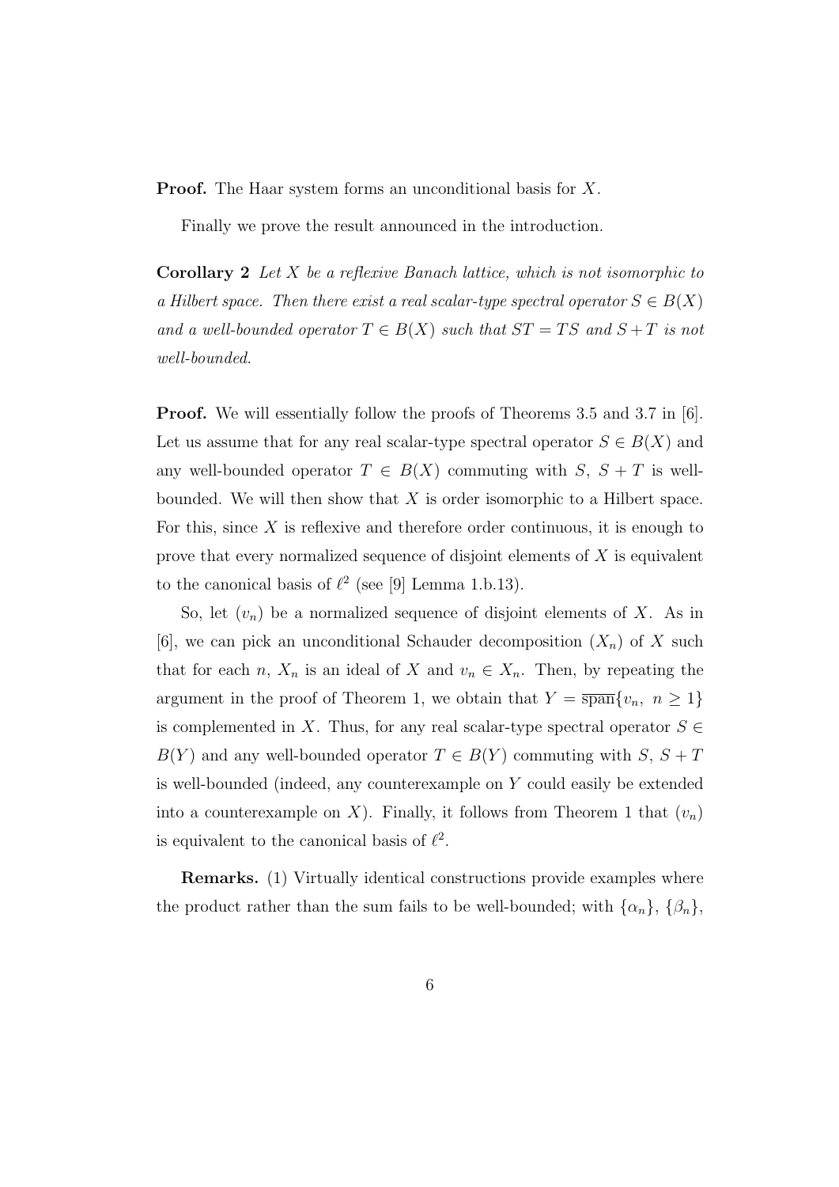**Proof.** The Haar system forms an unconditional basis for $X$.

Finally we prove the result announced in the introduction.

**Corollary 2** *Let $X$ be a reflexive Banach lattice, which is not isomorphic to a Hilbert space. Then there exist a real scalar-type spectral operator $S \in B(X)$ and a well-bounded operator $T \in B(X)$ such that $ST = TS$ and $S + T$ is not well-bounded.*

**Proof.** We will essentially follow the proofs of Theorems 3.5 and 3.7 in [6]. Let us assume that for any real scalar-type spectral operator $S \in B(X)$ and any well-bounded operator $T \in B(X)$ commuting with $S$, $S + T$ is well-bounded. We will then show that $X$ is order isomorphic to a Hilbert space. For this, since $X$ is reflexive and therefore order continuous, it is enough to prove that every normalized sequence of disjoint elements of $X$ is equivalent to the canonical basis of $\ell^2$ (see [9] Lemma 1.b.13).

So, let $(v_n)$ be a normalized sequence of disjoint elements of $X$. As in [6], we can pick an unconditional Schauder decomposition $(X_n)$ of $X$ such that for each $n$, $X_n$ is an ideal of $X$ and $v_n \in X_n$. Then, by repeating the argument in the proof of Theorem 1, we obtain that $Y = \overline{\text{span}}\{v_n,\ n \geq 1\}$ is complemented in $X$. Thus, for any real scalar-type spectral operator $S \in B(Y)$ and any well-bounded operator $T \in B(Y)$ commuting with $S$, $S + T$ is well-bounded (indeed, any counterexample on $Y$ could easily be extended into a counterexample on $X$). Finally, it follows from Theorem 1 that $(v_n)$ is equivalent to the canonical basis of $\ell^2$.

**Remarks.** (1) Virtually identical constructions provide examples where the product rather than the sum fails to be well-bounded; with $\{\alpha_n\}$, $\{\beta_n\}$,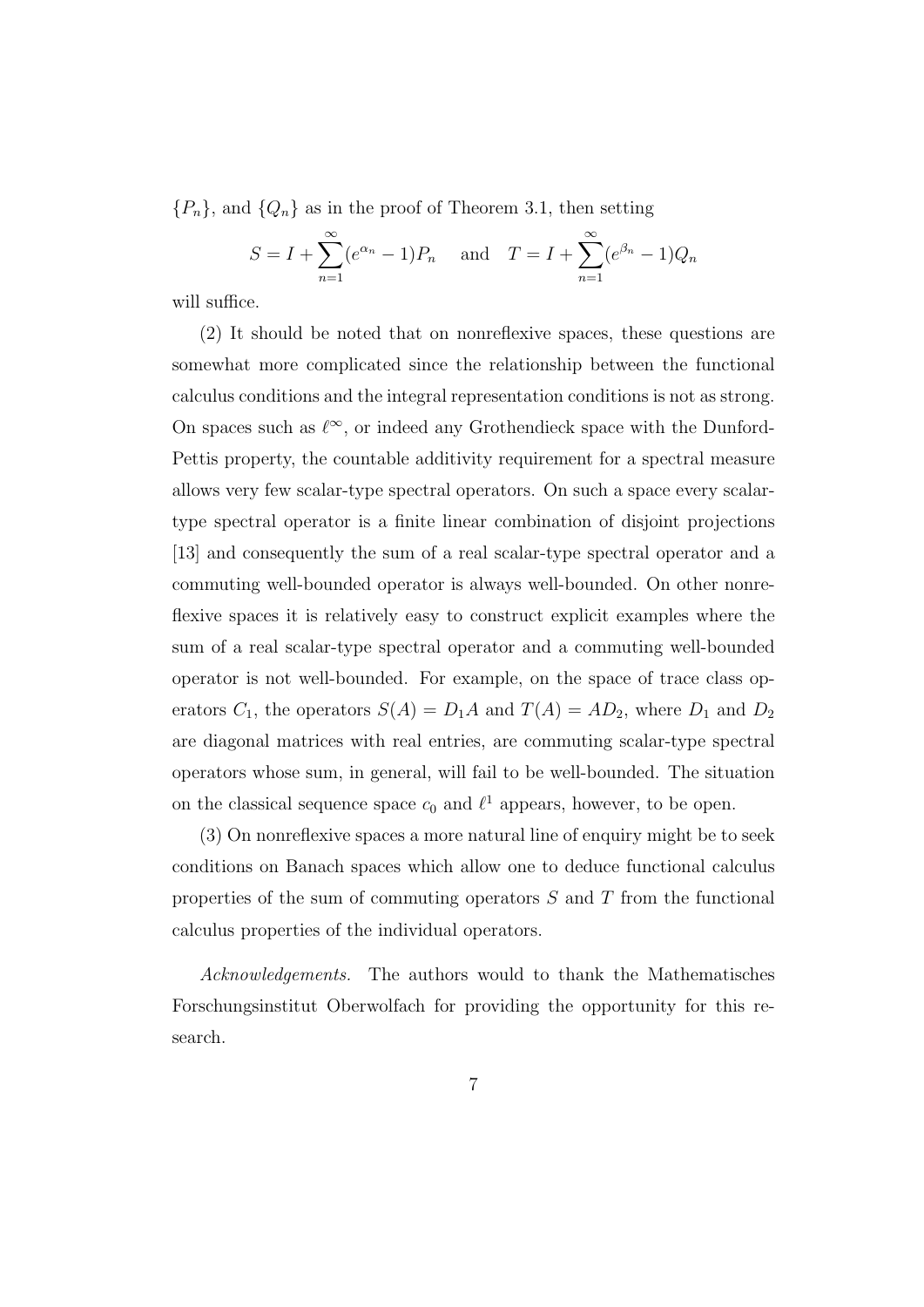$\{P_n\}$, and $\{Q_n\}$ as in the proof of Theorem 3.1, then setting

$$S = I + \sum_{n=1}^{\infty}(e^{\alpha_n} - 1)P_n \quad \text{and} \quad T = I + \sum_{n=1}^{\infty}(e^{\beta_n} - 1)Q_n$$

will suffice.

(2) It should be noted that on nonreflexive spaces, these questions are somewhat more complicated since the relationship between the functional calculus conditions and the integral representation conditions is not as strong. On spaces such as $\ell^\infty$, or indeed any Grothendieck space with the Dunford-Pettis property, the countable additivity requirement for a spectral measure allows very few scalar-type spectral operators. On such a space every scalar-type spectral operator is a finite linear combination of disjoint projections [13] and consequently the sum of a real scalar-type spectral operator and a commuting well-bounded operator is always well-bounded. On other nonreflexive spaces it is relatively easy to construct explicit examples where the sum of a real scalar-type spectral operator and a commuting well-bounded operator is not well-bounded. For example, on the space of trace class operators $C_1$, the operators $S(A) = D_1 A$ and $T(A) = AD_2$, where $D_1$ and $D_2$ are diagonal matrices with real entries, are commuting scalar-type spectral operators whose sum, in general, will fail to be well-bounded. The situation on the classical sequence space $c_0$ and $\ell^1$ appears, however, to be open.

(3) On nonreflexive spaces a more natural line of enquiry might be to seek conditions on Banach spaces which allow one to deduce functional calculus properties of the sum of commuting operators $S$ and $T$ from the functional calculus properties of the individual operators.

*Acknowledgements.* The authors would to thank the Mathematisches Forschungsinstitut Oberwolfach for providing the opportunity for this research.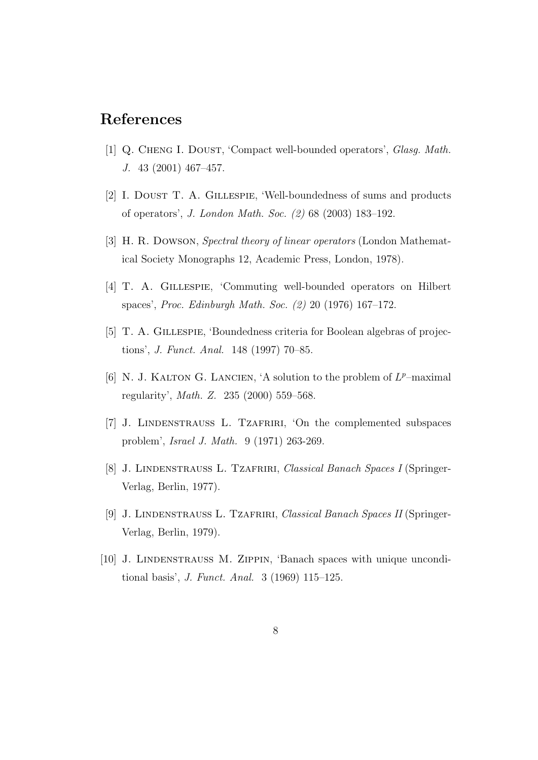## References

[1] Q. Cheng I. Doust, 'Compact well-bounded operators', *Glasg. Math. J.* 43 (2001) 467–457.

[2] I. Doust T. A. Gillespie, 'Well-boundedness of sums and products of operators', *J. London Math. Soc. (2)* 68 (2003) 183–192.

[3] H. R. Dowson, *Spectral theory of linear operators* (London Mathematical Society Monographs 12, Academic Press, London, 1978).

[4] T. A. Gillespie, 'Commuting well-bounded operators on Hilbert spaces', *Proc. Edinburgh Math. Soc. (2)* 20 (1976) 167–172.

[5] T. A. Gillespie, 'Boundedness criteria for Boolean algebras of projections', *J. Funct. Anal.* 148 (1997) 70–85.

[6] N. J. Kalton G. Lancien, 'A solution to the problem of $L^p$–maximal regularity', *Math. Z.* 235 (2000) 559–568.

[7] J. Lindenstrauss L. Tzafriri, 'On the complemented subspaces problem', *Israel J. Math.* 9 (1971) 263-269.

[8] J. Lindenstrauss L. Tzafriri, *Classical Banach Spaces I* (Springer-Verlag, Berlin, 1977).

[9] J. Lindenstrauss L. Tzafriri, *Classical Banach Spaces II* (Springer-Verlag, Berlin, 1979).

[10] J. Lindenstrauss M. Zippin, 'Banach spaces with unique unconditional basis', *J. Funct. Anal.* 3 (1969) 115–125.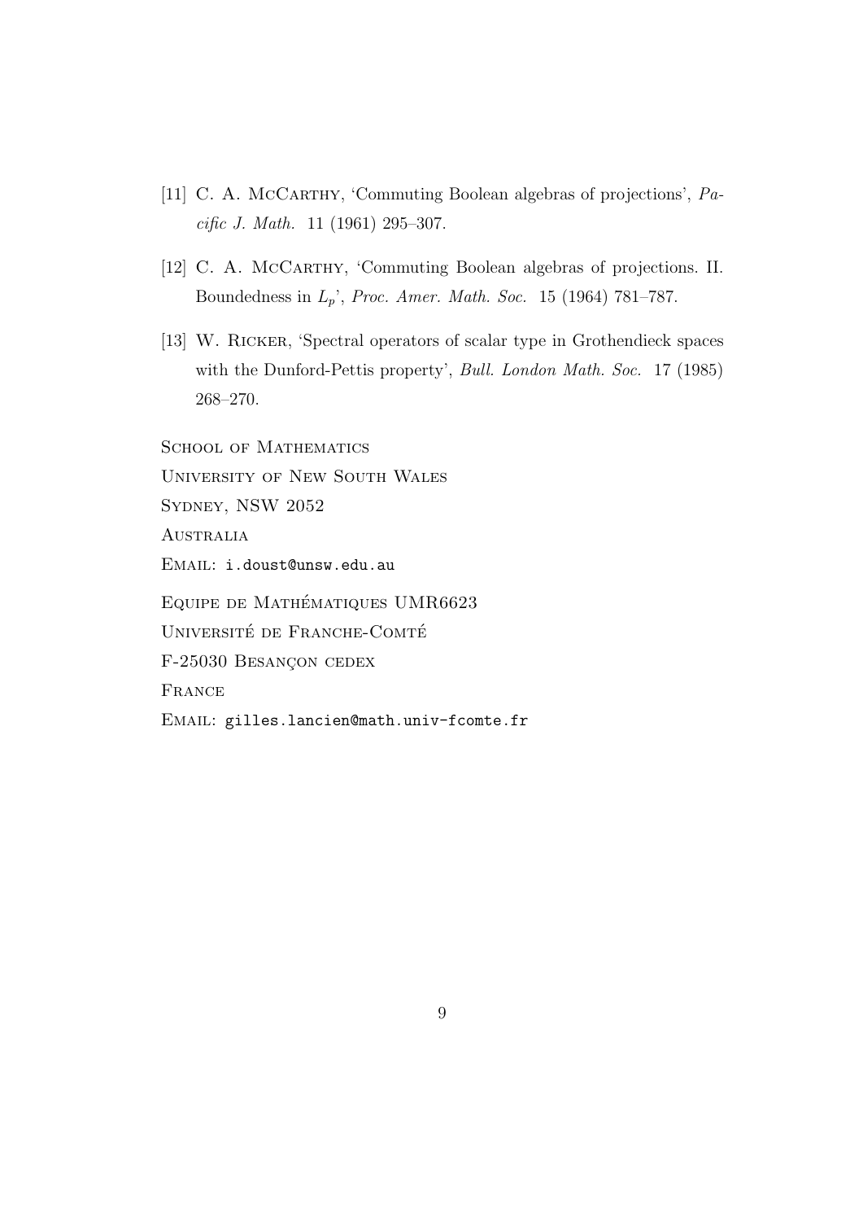[11] C. A. McCarthy, 'Commuting Boolean algebras of projections', *Pacific J. Math.* 11 (1961) 295–307.

[12] C. A. McCarthy, 'Commuting Boolean algebras of projections. II. Boundedness in $L_p$', *Proc. Amer. Math. Soc.* 15 (1964) 781–787.

[13] W. Ricker, 'Spectral operators of scalar type in Grothendieck spaces with the Dunford-Pettis property', *Bull. London Math. Soc.* 17 (1985) 268–270.

School of Mathematics  
University of New South Wales  
Sydney, NSW 2052  
Australia  
Email: i.doust@unsw.edu.au

Equipe de Mathématiques UMR6623  
Université de Franche-Comté  
F-25030 Besançon cedex  
France  
Email: gilles.lancien@math.univ-fcomte.fr